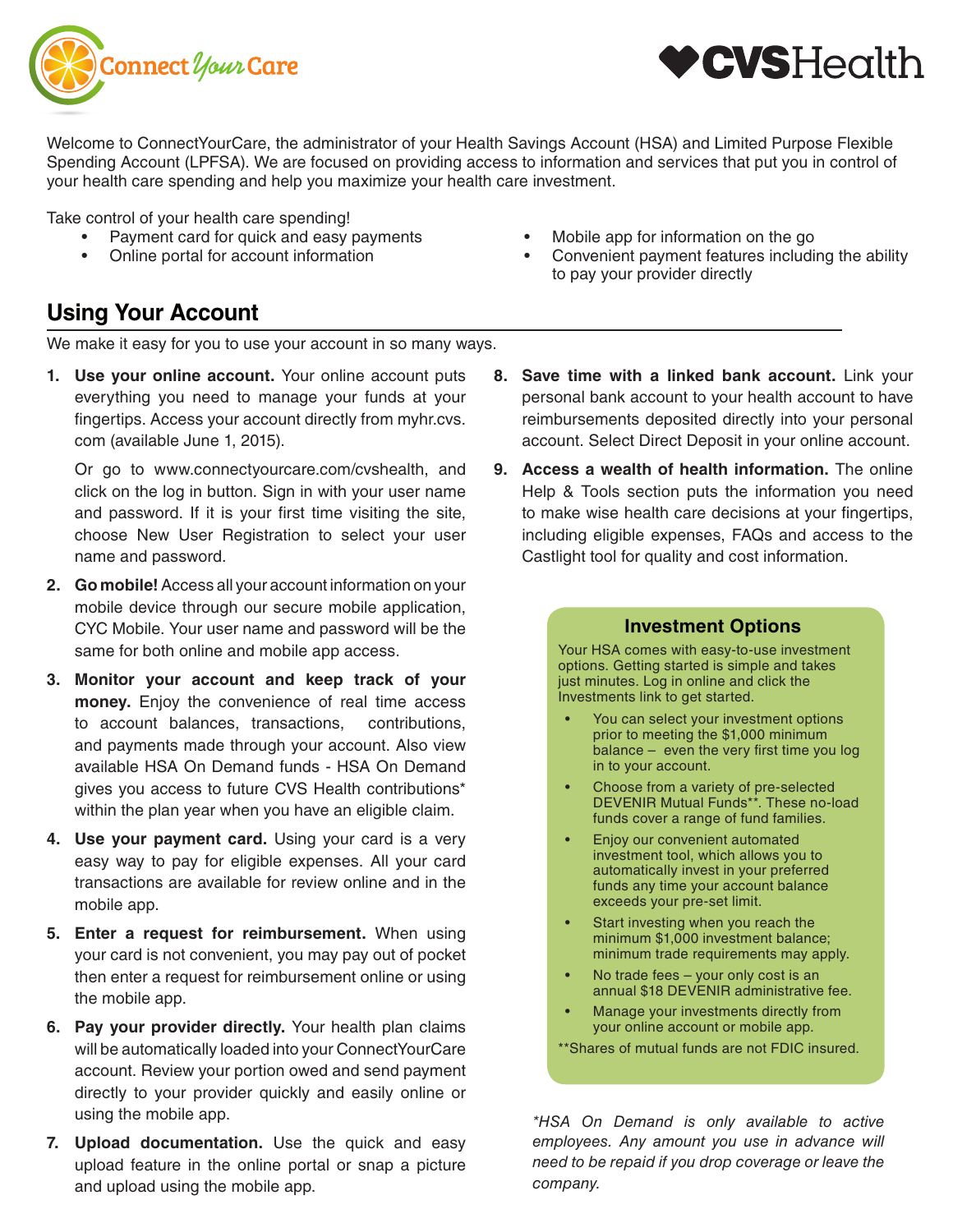Welcome to ConnectYourCare, the administrator of your Health Savings Account (HSA) and Limited Purpose Flexible Spending Account (LPFSA). We are focused on providing access to information and services that put you in control of your health care spending and help you maximize your health care investment.

Take control of your health care spending!

- Payment card for quick and easy payments
- Online portal for account information
- Mobile app for information on the go
- Convenient payment features including the ability to pay your provider directly

## Using Your Account

We make it easy for you to use your account in so many ways.

1. **Use your online account.** Your online account puts everything you need to manage your funds at your fingertips. Access your account directly from myhr.cvs.com (available June 1, 2015).

   Or go to www.connectyourcare.com/cvshealth, and click on the log in button. Sign in with your user name and password. If it is your first time visiting the site, choose New User Registration to select your user name and password.

2. **Go mobile!** Access all your account information on your mobile device through our secure mobile application, CYC Mobile. Your user name and password will be the same for both online and mobile app access.

3. **Monitor your account and keep track of your money.** Enjoy the convenience of real time access to account balances, transactions, contributions, and payments made through your account. Also view available HSA On Demand funds - HSA On Demand gives you access to future CVS Health contributions* within the plan year when you have an eligible claim.

4. **Use your payment card.** Using your card is a very easy way to pay for eligible expenses. All your card transactions are available for review online and in the mobile app.

5. **Enter a request for reimbursement.** When using your card is not convenient, you may pay out of pocket then enter a request for reimbursement online or using the mobile app.

6. **Pay your provider directly.** Your health plan claims will be automatically loaded into your ConnectYourCare account. Review your portion owed and send payment directly to your provider quickly and easily online or using the mobile app.

7. **Upload documentation.** Use the quick and easy upload feature in the online portal or snap a picture and upload using the mobile app.

8. **Save time with a linked bank account.** Link your personal bank account to your health account to have reimbursements deposited directly into your personal account. Select Direct Deposit in your online account.

9. **Access a wealth of health information.** The online Help & Tools section puts the information you need to make wise health care decisions at your fingertips, including eligible expenses, FAQs and access to the Castlight tool for quality and cost information.

### Investment Options

Your HSA comes with easy-to-use investment options. Getting started is simple and takes just minutes. Log in online and click the Investments link to get started.

- You can select your investment options prior to meeting the $1,000 minimum balance – even the very first time you log in to your account.
- Choose from a variety of pre-selected DEVENIR Mutual Funds**. These no-load funds cover a range of fund families.
- Enjoy our convenient automated investment tool, which allows you to automatically invest in your preferred funds any time your account balance exceeds your pre-set limit.
- Start investing when you reach the minimum $1,000 investment balance; minimum trade requirements may apply.
- No trade fees – your only cost is an annual $18 DEVENIR administrative fee.
- Manage your investments directly from your online account or mobile app.

**Shares of mutual funds are not FDIC insured.

*\*HSA On Demand is only available to active employees. Any amount you use in advance will need to be repaid if you drop coverage or leave the company.*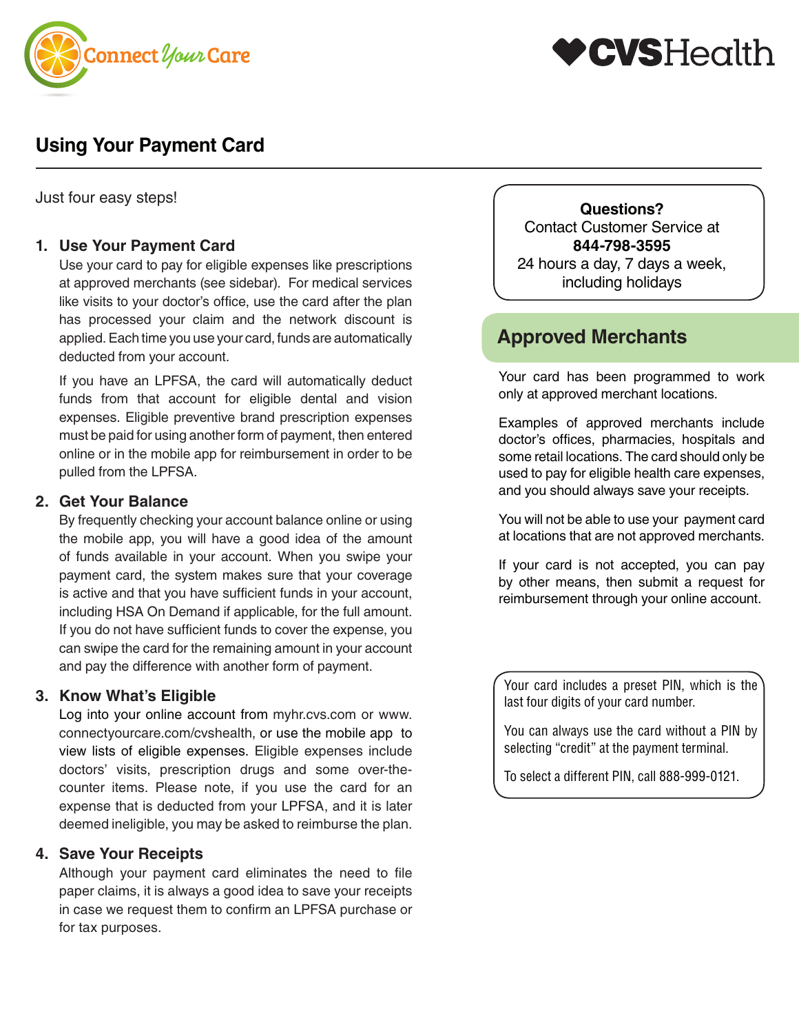# Using Your Payment Card

Just four easy steps!

1. **Use Your Payment Card**

   Use your card to pay for eligible expenses like prescriptions at approved merchants (see sidebar). For medical services like visits to your doctor's office, use the card after the plan has processed your claim and the network discount is applied. Each time you use your card, funds are automatically deducted from your account.

   If you have an LPFSA, the card will automatically deduct funds from that account for eligible dental and vision expenses. Eligible preventive brand prescription expenses must be paid for using another form of payment, then entered online or in the mobile app for reimbursement in order to be pulled from the LPFSA.

2. **Get Your Balance**

   By frequently checking your account balance online or using the mobile app, you will have a good idea of the amount of funds available in your account. When you swipe your payment card, the system makes sure that your coverage is active and that you have sufficient funds in your account, including HSA On Demand if applicable, for the full amount. If you do not have sufficient funds to cover the expense, you can swipe the card for the remaining amount in your account and pay the difference with another form of payment.

3. **Know What's Eligible**

   Log into your online account from myhr.cvs.com or www.connectyourcare.com/cvshealth, or use the mobile app to view lists of eligible expenses. Eligible expenses include doctors' visits, prescription drugs and some over-the-counter items. Please note, if you use the card for an expense that is deducted from your LPFSA, and it is later deemed ineligible, you may be asked to reimburse the plan.

4. **Save Your Receipts**

   Although your payment card eliminates the need to file paper claims, it is always a good idea to save your receipts in case we request them to confirm an LPFSA purchase or for tax purposes.

**Questions?**
Contact Customer Service at
**844-798-3595**
24 hours a day, 7 days a week, including holidays

## Approved Merchants

Your card has been programmed to work only at approved merchant locations.

Examples of approved merchants include doctor's offices, pharmacies, hospitals and some retail locations. The card should only be used to pay for eligible health care expenses, and you should always save your receipts.

You will not be able to use your payment card at locations that are not approved merchants.

If your card is not accepted, you can pay by other means, then submit a request for reimbursement through your online account.

Your card includes a preset PIN, which is the last four digits of your card number.

You can always use the card without a PIN by selecting "credit" at the payment terminal.

To select a different PIN, call 888-999-0121.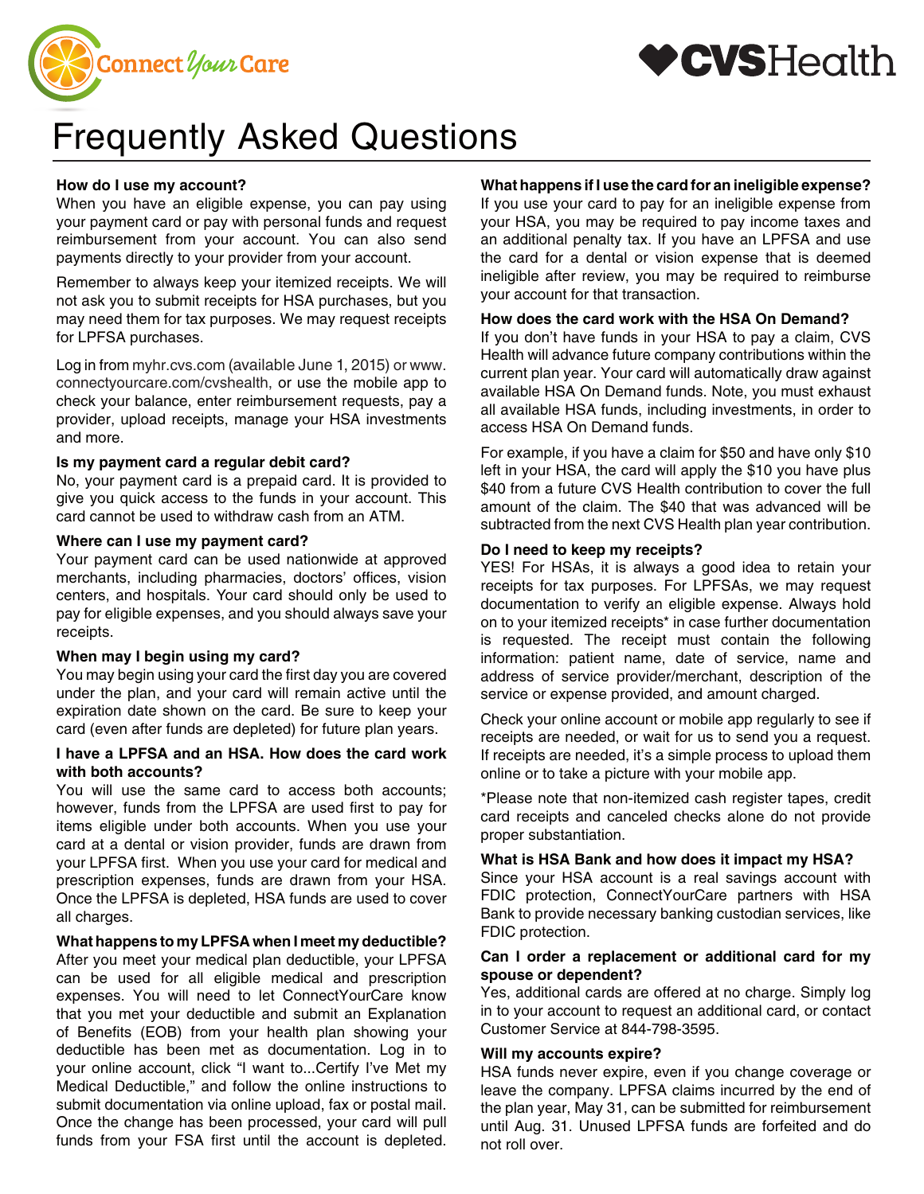# Frequently Asked Questions

**How do I use my account?**
When you have an eligible expense, you can pay using your payment card or pay with personal funds and request reimbursement from your account. You can also send payments directly to your provider from your account.

Remember to always keep your itemized receipts. We will not ask you to submit receipts for HSA purchases, but you may need them for tax purposes. We may request receipts for LPFSA purchases.

Log in from myhr.cvs.com (available June 1, 2015) or www.connectyourcare.com/cvshealth, or use the mobile app to check your balance, enter reimbursement requests, pay a provider, upload receipts, manage your HSA investments and more.

**Is my payment card a regular debit card?**
No, your payment card is a prepaid card. It is provided to give you quick access to the funds in your account. This card cannot be used to withdraw cash from an ATM.

**Where can I use my payment card?**
Your payment card can be used nationwide at approved merchants, including pharmacies, doctors' offices, vision centers, and hospitals. Your card should only be used to pay for eligible expenses, and you should always save your receipts.

**When may I begin using my card?**
You may begin using your card the first day you are covered under the plan, and your card will remain active until the expiration date shown on the card. Be sure to keep your card (even after funds are depleted) for future plan years.

**I have a LPFSA and an HSA. How does the card work with both accounts?**
You will use the same card to access both accounts; however, funds from the LPFSA are used first to pay for items eligible under both accounts. When you use your card at a dental or vision provider, funds are drawn from your LPFSA first. When you use your card for medical and prescription expenses, funds are drawn from your HSA. Once the LPFSA is depleted, HSA funds are used to cover all charges.

**What happens to my LPFSA when I meet my deductible?**
After you meet your medical plan deductible, your LPFSA can be used for all eligible medical and prescription expenses. You will need to let ConnectYourCare know that you met your deductible and submit an Explanation of Benefits (EOB) from your health plan showing your deductible has been met as documentation. Log in to your online account, click "I want to...Certify I've Met my Medical Deductible," and follow the online instructions to submit documentation via online upload, fax or postal mail. Once the change has been processed, your card will pull funds from your FSA first until the account is depleted.

**What happens if I use the card for an ineligible expense?**
If you use your card to pay for an ineligible expense from your HSA, you may be required to pay income taxes and an additional penalty tax. If you have an LPFSA and use the card for a dental or vision expense that is deemed ineligible after review, you may be required to reimburse your account for that transaction.

**How does the card work with the HSA On Demand?**
If you don't have funds in your HSA to pay a claim, CVS Health will advance future company contributions within the current plan year. Your card will automatically draw against available HSA On Demand funds. Note, you must exhaust all available HSA funds, including investments, in order to access HSA On Demand funds.

For example, if you have a claim for $50 and have only $10 left in your HSA, the card will apply the $10 you have plus $40 from a future CVS Health contribution to cover the full amount of the claim. The $40 that was advanced will be subtracted from the next CVS Health plan year contribution.

**Do I need to keep my receipts?**
YES! For HSAs, it is always a good idea to retain your receipts for tax purposes. For LPFSAs, we may request documentation to verify an eligible expense. Always hold on to your itemized receipts* in case further documentation is requested. The receipt must contain the following information: patient name, date of service, name and address of service provider/merchant, description of the service or expense provided, and amount charged.

Check your online account or mobile app regularly to see if receipts are needed, or wait for us to send you a request. If receipts are needed, it's a simple process to upload them online or to take a picture with your mobile app.

*Please note that non-itemized cash register tapes, credit card receipts and canceled checks alone do not provide proper substantiation.

**What is HSA Bank and how does it impact my HSA?**
Since your HSA account is a real savings account with FDIC protection, ConnectYourCare partners with HSA Bank to provide necessary banking custodian services, like FDIC protection.

**Can I order a replacement or additional card for my spouse or dependent?**
Yes, additional cards are offered at no charge. Simply log in to your account to request an additional card, or contact Customer Service at 844-798-3595.

**Will my accounts expire?**
HSA funds never expire, even if you change coverage or leave the company. LPFSA claims incurred by the end of the plan year, May 31, can be submitted for reimbursement until Aug. 31. Unused LPFSA funds are forfeited and do not roll over.